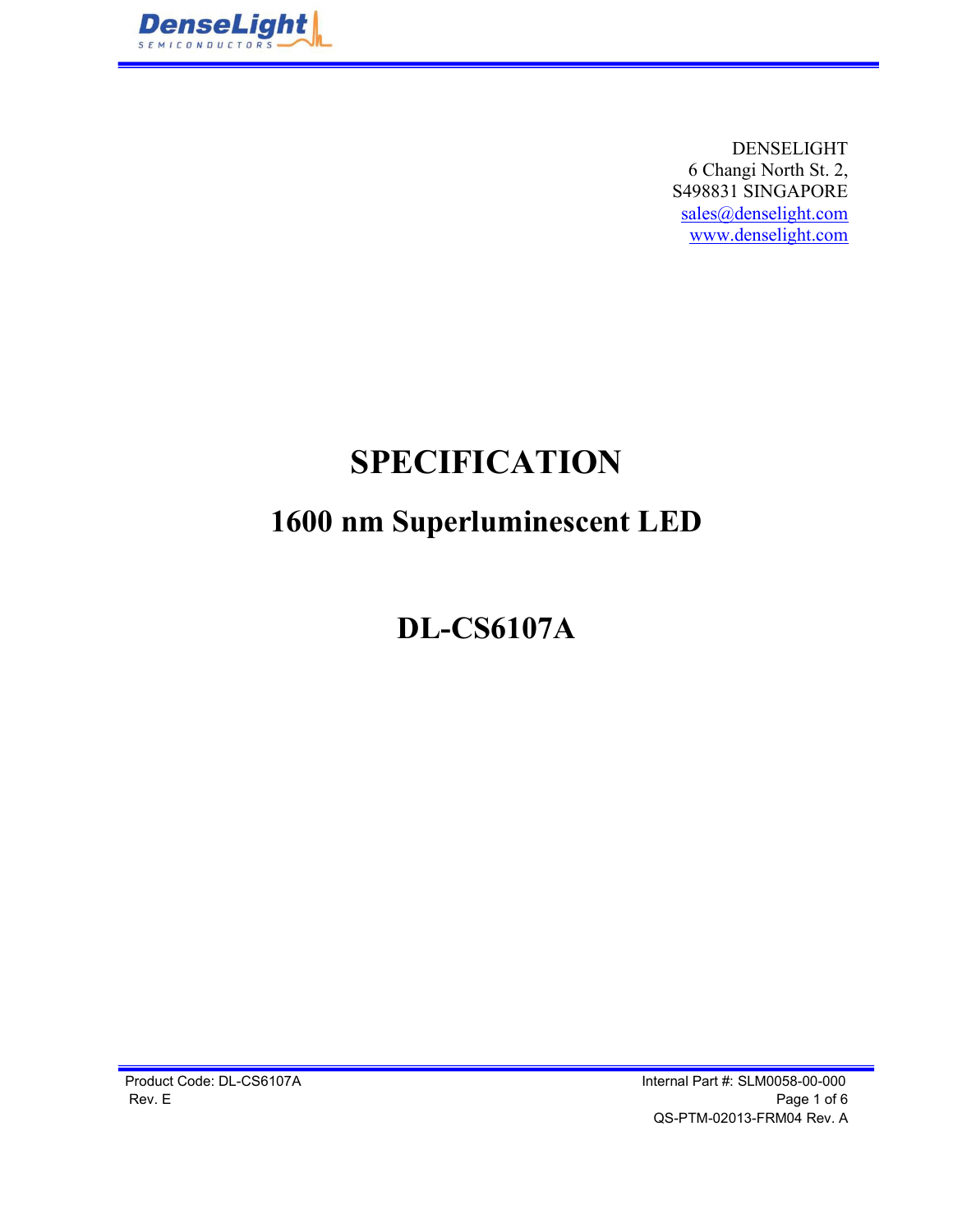DENSELIGHT
6 Changi North St. 2,
S498831 SINGAPORE
sales@denselight.com
www.denselight.com

# SPECIFICATION

## 1600 nm Superluminescent LED

## DL-CS6107A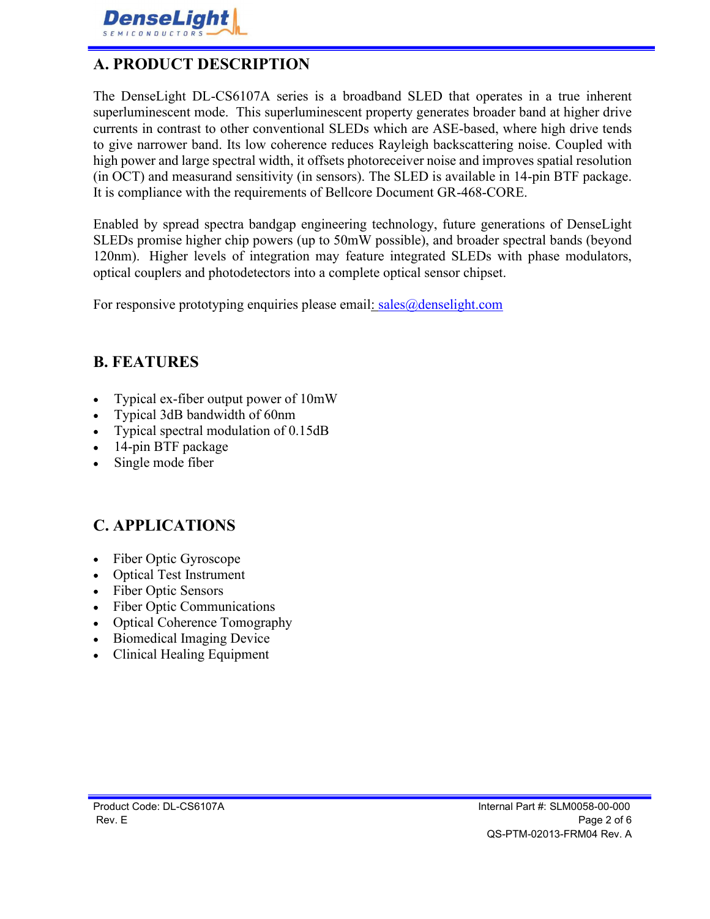## A. PRODUCT DESCRIPTION

The DenseLight DL-CS6107A series is a broadband SLED that operates in a true inherent superluminescent mode. This superluminescent property generates broader band at higher drive currents in contrast to other conventional SLEDs which are ASE-based, where high drive tends to give narrower band. Its low coherence reduces Rayleigh backscattering noise. Coupled with high power and large spectral width, it offsets photoreceiver noise and improves spatial resolution (in OCT) and measurand sensitivity (in sensors). The SLED is available in 14-pin BTF package. It is compliance with the requirements of Bellcore Document GR-468-CORE.

Enabled by spread spectra bandgap engineering technology, future generations of DenseLight SLEDs promise higher chip powers (up to 50mW possible), and broader spectral bands (beyond 120nm). Higher levels of integration may feature integrated SLEDs with phase modulators, optical couplers and photodetectors into a complete optical sensor chipset.

For responsive prototyping enquiries please email: sales@denselight.com

## B. FEATURES

- Typical ex-fiber output power of 10mW
- Typical 3dB bandwidth of 60nm
- Typical spectral modulation of 0.15dB
- 14-pin BTF package
- Single mode fiber

## C. APPLICATIONS

- Fiber Optic Gyroscope
- Optical Test Instrument
- Fiber Optic Sensors
- Fiber Optic Communications
- Optical Coherence Tomography
- Biomedical Imaging Device
- Clinical Healing Equipment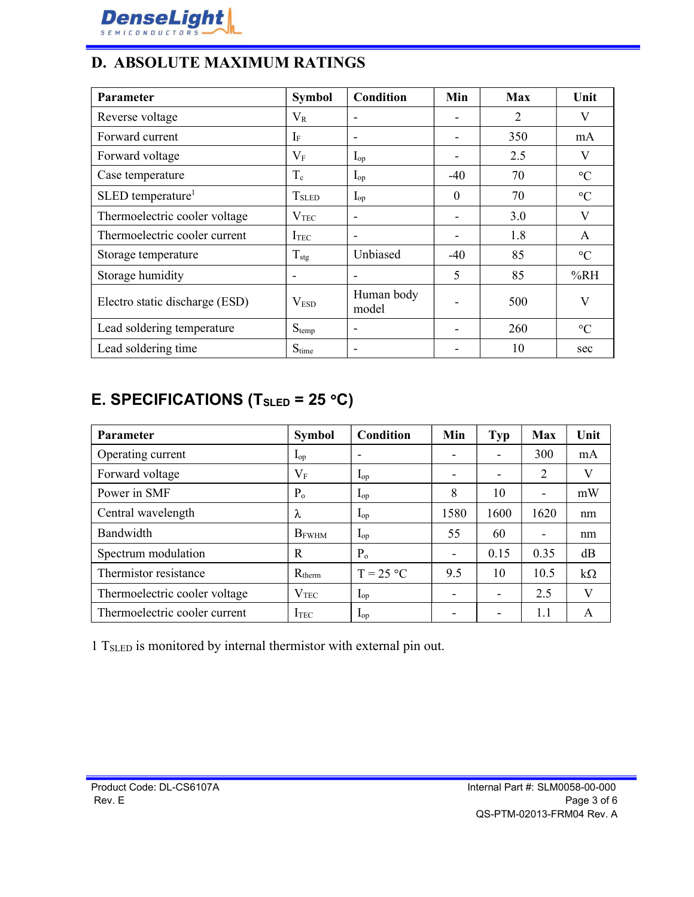## D. ABSOLUTE MAXIMUM RATINGS

| Parameter | Symbol | Condition | Min | Max | Unit |
|---|---|---|---|---|---|
| Reverse voltage | $V_R$ | - | - | 2 | V |
| Forward current | $I_F$ | - | - | 350 | mA |
| Forward voltage | $V_F$ | $I_{op}$ | - | 2.5 | V |
| Case temperature | $T_c$ | $I_{op}$ | -40 | 70 | °C |
| SLED temperature[1] | $T_{SLED}$ | $I_{op}$ | 0 | 70 | °C |
| Thermoelectric cooler voltage | $V_{TEC}$ | - | - | 3.0 | V |
| Thermoelectric cooler current | $I_{TEC}$ | - | - | 1.8 | A |
| Storage temperature | $T_{stg}$ | Unbiased | -40 | 85 | °C |
| Storage humidity | - | - | 5 | 85 | %RH |
| Electro static discharge (ESD) | $V_{ESD}$ | Human body model | - | 500 | V |
| Lead soldering temperature | $S_{temp}$ | - | - | 260 | °C |
| Lead soldering time | $S_{time}$ | - | - | 10 | sec |

## E. SPECIFICATIONS ($T_{SLED}$ = 25 °C)

| Parameter | Symbol | Condition | Min | Typ | Max | Unit |
|---|---|---|---|---|---|---|
| Operating current | $I_{op}$ | - | - | - | 300 | mA |
| Forward voltage | $V_F$ | $I_{op}$ | - | - | 2 | V |
| Power in SMF | $P_o$ | $I_{op}$ | 8 | 10 | - | mW |
| Central wavelength | $\lambda$ | $I_{op}$ | 1580 | 1600 | 1620 | nm |
| Bandwidth | $B_{FWHM}$ | $I_{op}$ | 55 | 60 | - | nm |
| Spectrum modulation | R | $P_o$ | - | 0.15 | 0.35 | dB |
| Thermistor resistance | $R_{therm}$ | T = 25 °C | 9.5 | 10 | 10.5 | kΩ |
| Thermoelectric cooler voltage | $V_{TEC}$ | $I_{op}$ | - | - | 2.5 | V |
| Thermoelectric cooler current | $I_{TEC}$ | $I_{op}$ | - | - | 1.1 | A |

1 $T_{SLED}$ is monitored by internal thermistor with external pin out.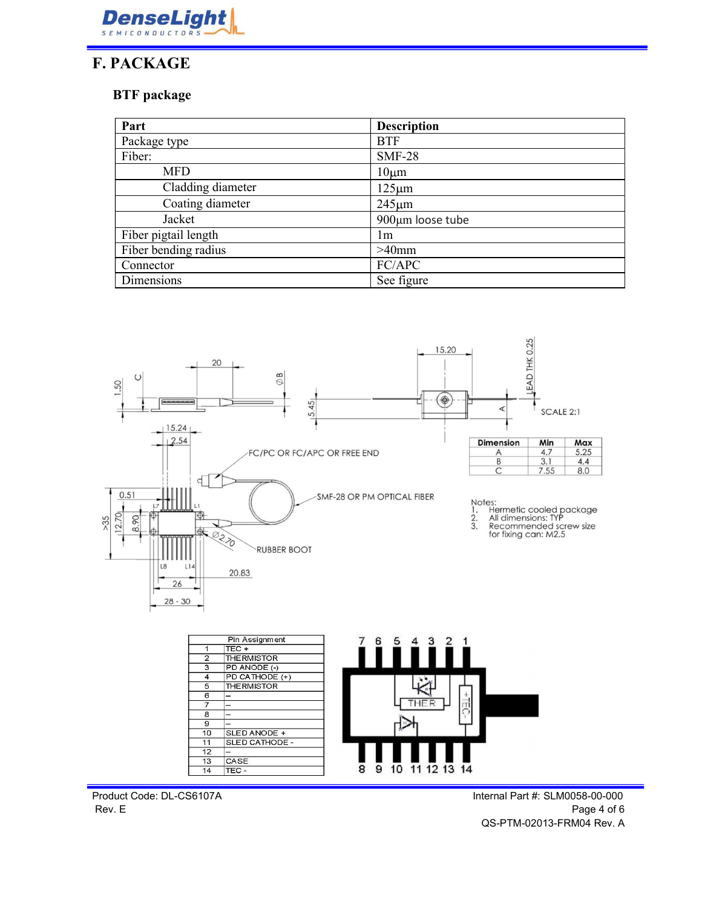## F. PACKAGE

### BTF package

| Part | Description |
|---|---|
| Package type | BTF |
| Fiber: | SMF-28 |
| MFD | 10µm |
| Cladding diameter | 125µm |
| Coating diameter | 245µm |
| Jacket | 900µm loose tube |
| Fiber pigtail length | 1m |
| Fiber bending radius | >40mm |
| Connector | FC/APC |
| Dimensions | See figure |

| Dimension | Min | Max |
|---|---|---|
| A | 4.7 | 5.25 |
| B | 3.1 | 4.4 |
| C | 7.55 | 8.0 |

Notes:
1. Hermetic cooled package
2. All dimensions: TYP
3. Recommended screw size for fixing can: M2.5

| Pin Assignment | |
|---|---|
| 1 | TEC + |
| 2 | THERMISTOR |
| 3 | PD ANODE (-) |
| 4 | PD CATHODE (+) |
| 5 | THERMISTOR |
| 6 | – |
| 7 | – |
| 8 | – |
| 9 | – |
| 10 | SLED ANODE + |
| 11 | SLED CATHODE - |
| 12 | – |
| 13 | CASE |
| 14 | TEC - |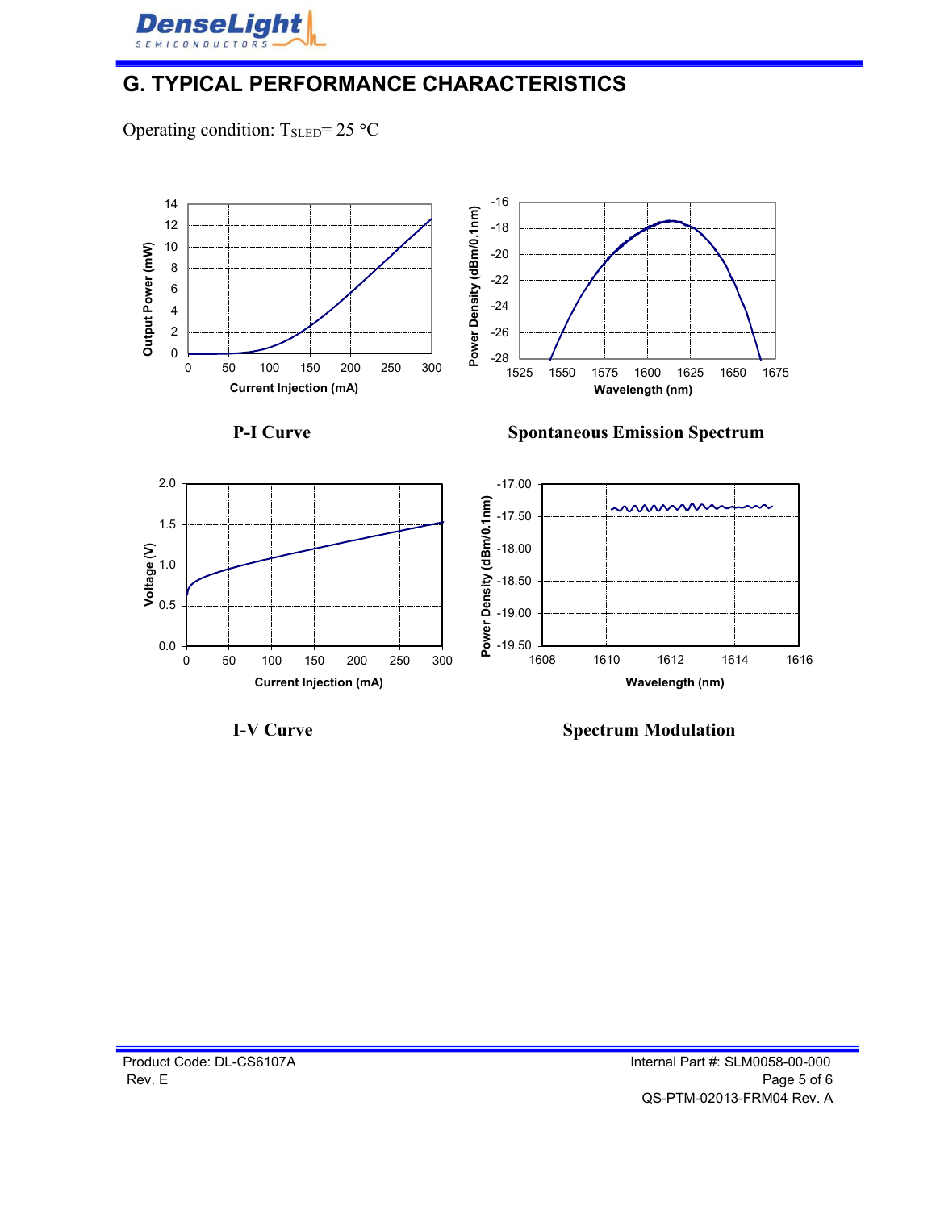## G. TYPICAL PERFORMANCE CHARACTERISTICS

Operating condition: $T_{SLED}$= 25 °C

P-I Curve

Spontaneous Emission Spectrum

I-V Curve

Spectrum Modulation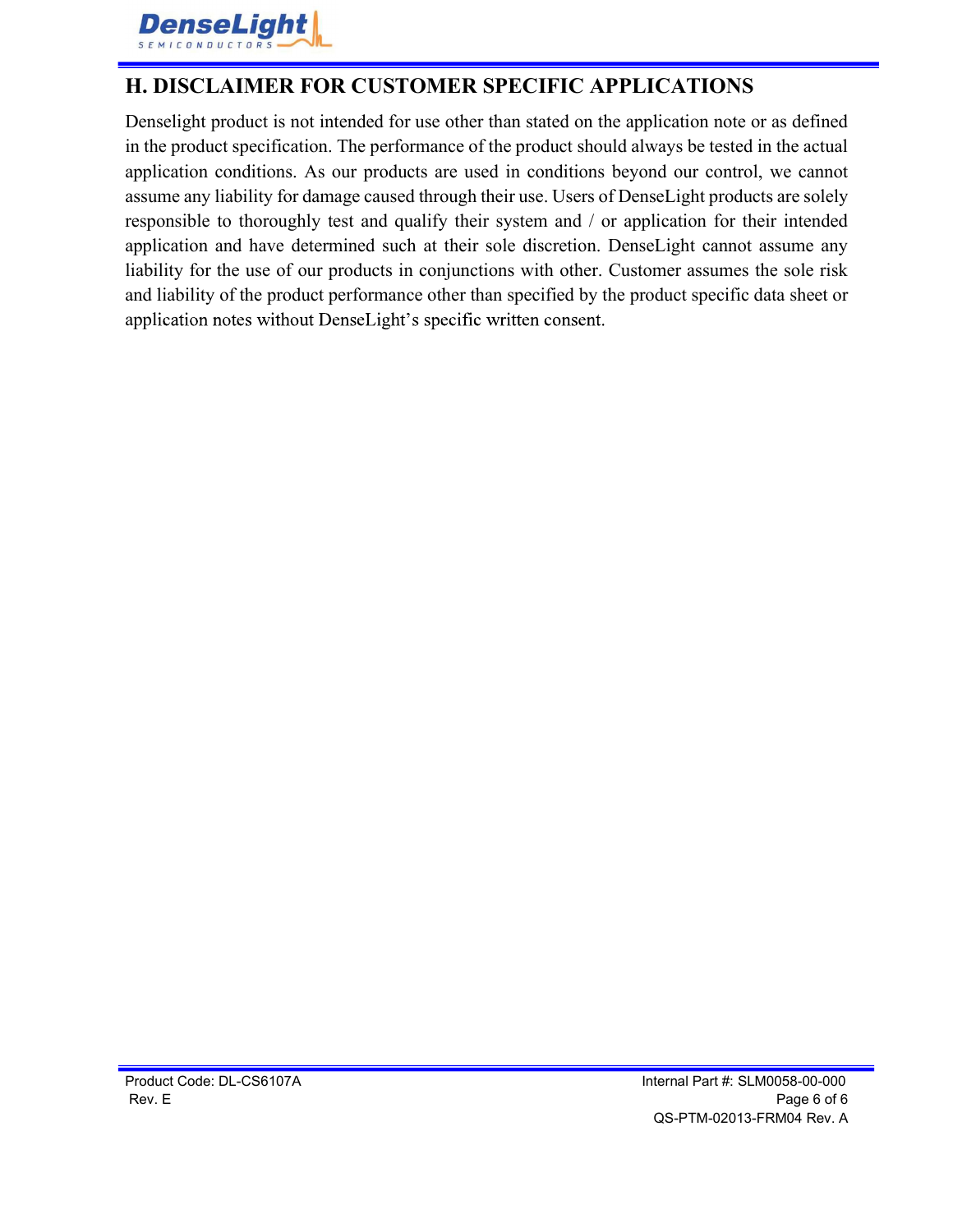## H. DISCLAIMER FOR CUSTOMER SPECIFIC APPLICATIONS

Denselight product is not intended for use other than stated on the application note or as defined in the product specification. The performance of the product should always be tested in the actual application conditions. As our products are used in conditions beyond our control, we cannot assume any liability for damage caused through their use. Users of DenseLight products are solely responsible to thoroughly test and qualify their system and / or application for their intended application and have determined such at their sole discretion. DenseLight cannot assume any liability for the use of our products in conjunctions with other. Customer assumes the sole risk and liability of the product performance other than specified by the product specific data sheet or application notes without DenseLight's specific written consent.